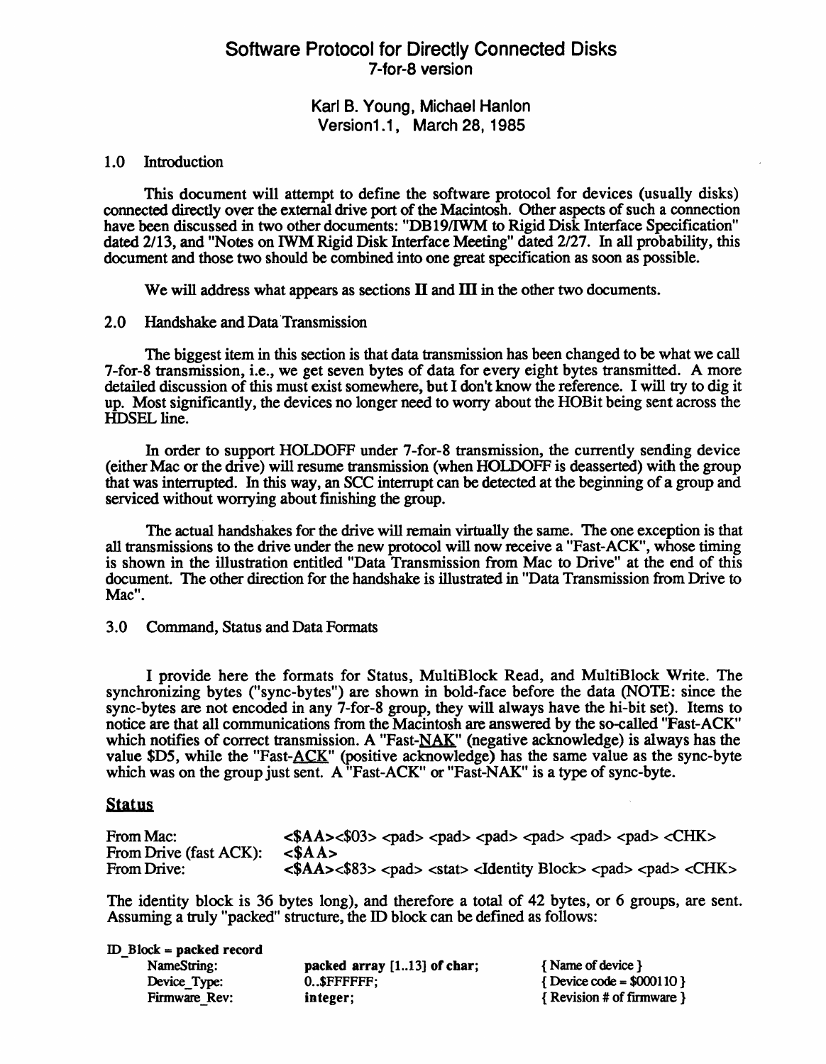# Software Protocol for Directly Connected Disks
## 7-for-8 version

**Karl B. Young, Michael Hanlon**
**Version1.1, March 28, 1985**

### 1.0 Introduction

This document will attempt to define the software protocol for devices (usually disks) connected directly over the external drive port of the Macintosh. Other aspects of such a connection have been discussed in two other documents: "DB19/IWM to Rigid Disk Interface Specification" dated 2/13, and "Notes on IWM Rigid Disk Interface Meeting" dated 2/27. In all probability, this document and those two should be combined into one great specification as soon as possible.

We will address what appears as sections II and III in the other two documents.

### 2.0 Handshake and Data Transmission

The biggest item in this section is that data transmission has been changed to be what we call 7-for-8 transmission, i.e., we get seven bytes of data for every eight bytes transmitted. A more detailed discussion of this must exist somewhere, but I don't know the reference. I will try to dig it up. Most significantly, the devices no longer need to worry about the HOBit being sent across the HDSEL line.

In order to support HOLDOFF under 7-for-8 transmission, the currently sending device (either Mac or the drive) will resume transmission (when HOLDOFF is deasserted) with the group that was interrupted. In this way, an SCC interrupt can be detected at the beginning of a group and serviced without worrying about finishing the group.

The actual handshakes for the drive will remain virtually the same. The one exception is that all transmissions to the drive under the new protocol will now receive a "Fast-ACK", whose timing is shown in the illustration entitled "Data Transmission from Mac to Drive" at the end of this document. The other direction for the handshake is illustrated in "Data Transmission from Drive to Mac".

### 3.0 Command, Status and Data Formats

I provide here the formats for Status, MultiBlock Read, and MultiBlock Write. The synchronizing bytes ("sync-bytes") are shown in bold-face before the data (NOTE: since the sync-bytes are not encoded in any 7-for-8 group, they will always have the hi-bit set). Items to notice are that all communications from the Macintosh are answered by the so-called "Fast-ACK" which notifies of correct transmission. A "Fast-NAK" (negative acknowledge) is always has the value $D5, while the "Fast-ACK" (positive acknowledge) has the same value as the sync-byte which was on the group just sent. A "Fast-ACK" or "Fast-NAK" is a type of sync-byte.

## Status

| | |
|---|---|
| From Mac: | **<$AA>**<$03> <pad> <pad> <pad> <pad> <pad> <pad> <CHK> |
| From Drive (fast ACK): | **<$AA>** |
| From Drive: | **<$AA>**<$83> <pad> <stat> <Identity Block> <pad> <pad> <CHK> |

The identity block is 36 bytes long), and therefore a total of 42 bytes, or 6 groups, are sent. Assuming a truly "packed" structure, the ID block can be defined as follows:

```
ID_Block = packed record
    NameString:      packed array [1..13] of char;   { Name of device }
    Device_Type:     0..$FFFFFF;                      { Device code = $000110 }
    Firmware_Rev:    integer;                         { Revision # of firmware }
```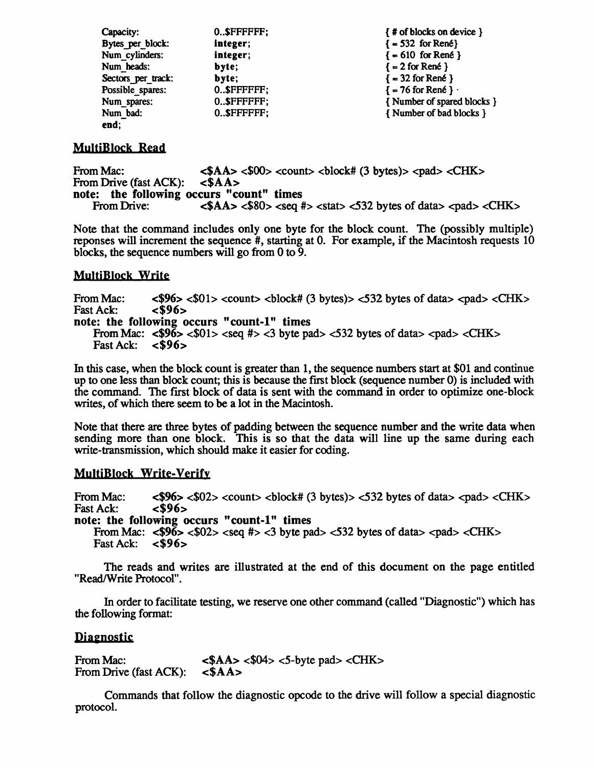```
Capacity:           0..$FFFFFF;      { # of blocks on device }
Bytes_per_block:    integer;         { = 532 for René}
Num_cylinders:      integer;         { = 610 for René }
Num_heads:          byte;            { = 2 for René }
Sectors_per_track:  byte;            { = 32 for René }
Possible_spares:    0..$FFFFFF;      { = 76 for René }
Num_spares:         0..$FFFFFF;      { Number of spared blocks }
Num_bad:            0..$FFFFFF;      { Number of bad blocks }
end;
```

## MultiBlock Read

From Mac: <$AA> <$00> <count> <block# (3 bytes)> <pad> <CHK>
From Drive (fast ACK): **<$AA>**
**note: the following occurs "count" times**
From Drive: <$AA> <$80> <seq #> <stat> <532 bytes of data> <pad> <CHK>

Note that the command includes only one byte for the block count. The (possibly multiple) reponses will increment the sequence #, starting at 0. For example, if the Macintosh requests 10 blocks, the sequence numbers will go from 0 to 9.

## MultiBlock Write

From Mac: <$96> <$01> <count> <block# (3 bytes)> <532 bytes of data> <pad> <CHK>
Fast Ack: **<$96>**
**note: the following occurs "count-1" times**
From Mac: <$96> <$01> <seq #> <3 byte pad> <532 bytes of data> <pad> <CHK>
Fast Ack: **<$96>**

In this case, when the block count is greater than 1, the sequence numbers start at $01 and continue up to one less than block count; this is because the first block (sequence number 0) is included with the command. The first block of data is sent with the command in order to optimize one-block writes, of which there seem to be a lot in the Macintosh.

Note that there are three bytes of padding between the sequence number and the write data when sending more than one block. This is so that the data will line up the same during each write-transmission, which should make it easier for coding.

## MultiBlock Write-Verify

From Mac: <$96> <$02> <count> <block# (3 bytes)> <532 bytes of data> <pad> <CHK>
Fast Ack: **<$96>**
**note: the following occurs "count-1" times**
From Mac: <$96> <$02> <seq #> <3 byte pad> <532 bytes of data> <pad> <CHK>
Fast Ack: **<$96>**

The reads and writes are illustrated at the end of this document on the page entitled "Read/Write Protocol".

In order to facilitate testing, we reserve one other command (called "Diagnostic") which has the following format:

## Diagnostic

From Mac: <$AA> <$04> <5-byte pad> <CHK>
From Drive (fast ACK): **<$AA>**

Commands that follow the diagnostic opcode to the drive will follow a special diagnostic protocol.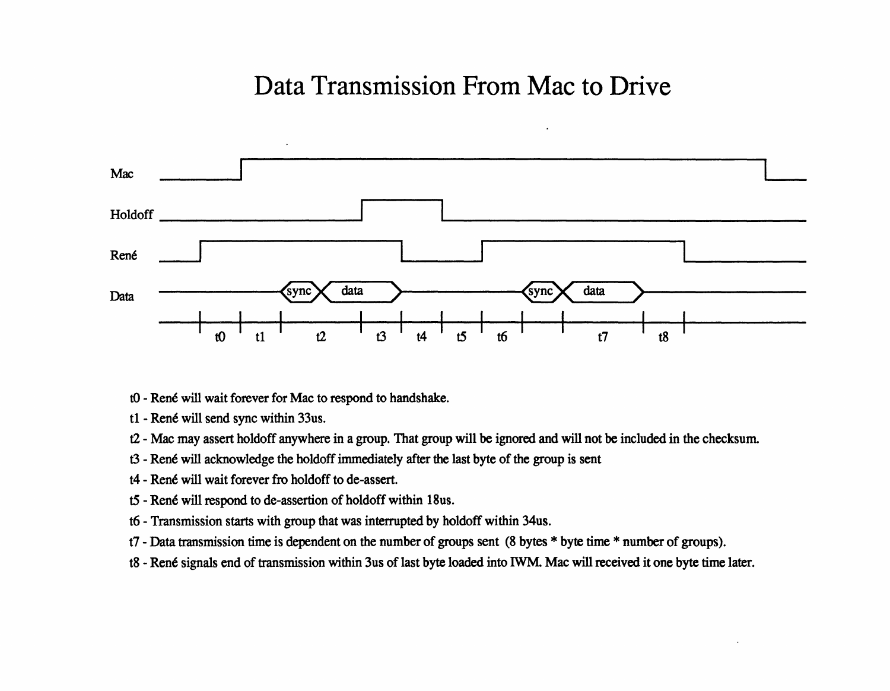# Data Transmission From Mac to Drive

t0 - René will wait forever for Mac to respond to handshake.

t1 - René will send sync within 33us.

t2 - Mac may assert holdoff anywhere in a group. That group will be ignored and will not be included in the checksum.

t3 - René will acknowledge the holdoff immediately after the last byte of the group is sent

t4 - René will wait forever fro holdoff to de-assert.

t5 - René will respond to de-assertion of holdoff within 18us.

t6 - Transmission starts with group that was interrupted by holdoff within 34us.

t7 - Data transmission time is dependent on the number of groups sent (8 bytes * byte time * number of groups).

t8 - René signals end of transmission within 3us of last byte loaded into IWM. Mac will received it one byte time later.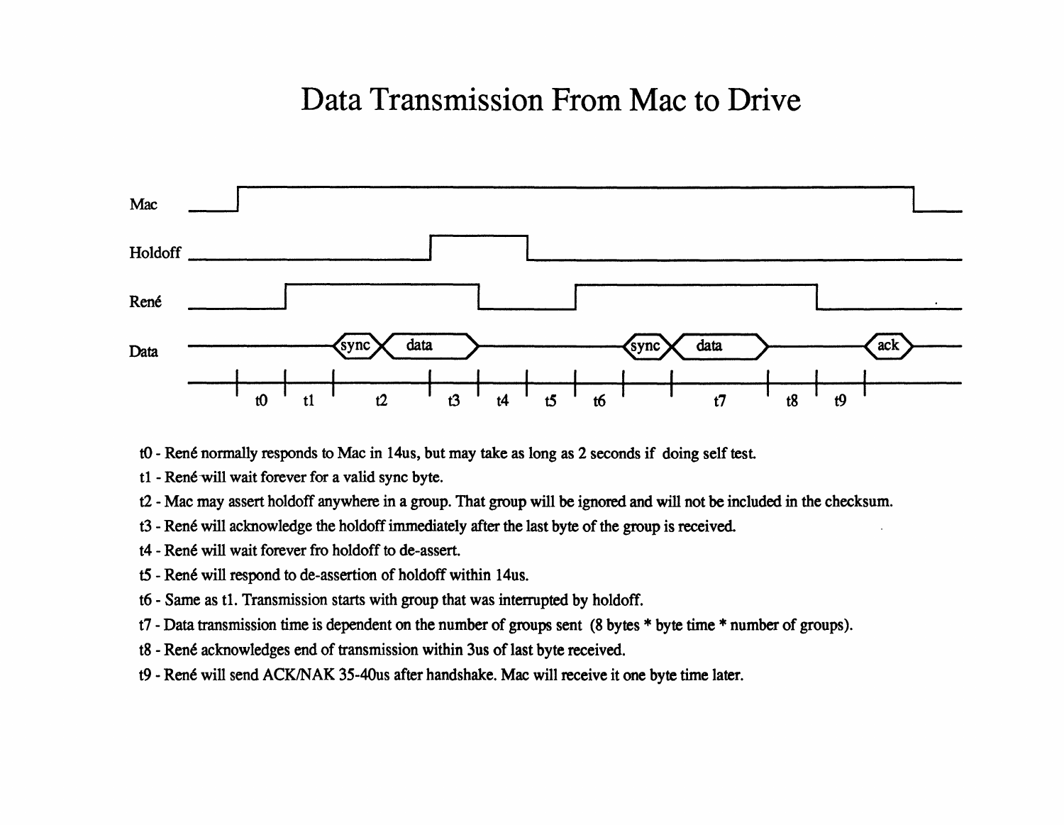# Data Transmission From Mac to Drive

t0 - René normally responds to Mac in 14us, but may take as long as 2 seconds if doing self test.

t1 - René will wait forever for a valid sync byte.

t2 - Mac may assert holdoff anywhere in a group. That group will be ignored and will not be included in the checksum.

t3 - René will acknowledge the holdoff immediately after the last byte of the group is received.

t4 - René will wait forever fro holdoff to de-assert.

t5 - René will respond to de-assertion of holdoff within 14us.

t6 - Same as t1. Transmission starts with group that was interrupted by holdoff.

t7 - Data transmission time is dependent on the number of groups sent (8 bytes * byte time * number of groups).

t8 - René acknowledges end of transmission within 3us of last byte received.

t9 - René will send ACK/NAK 35-40us after handshake. Mac will receive it one byte time later.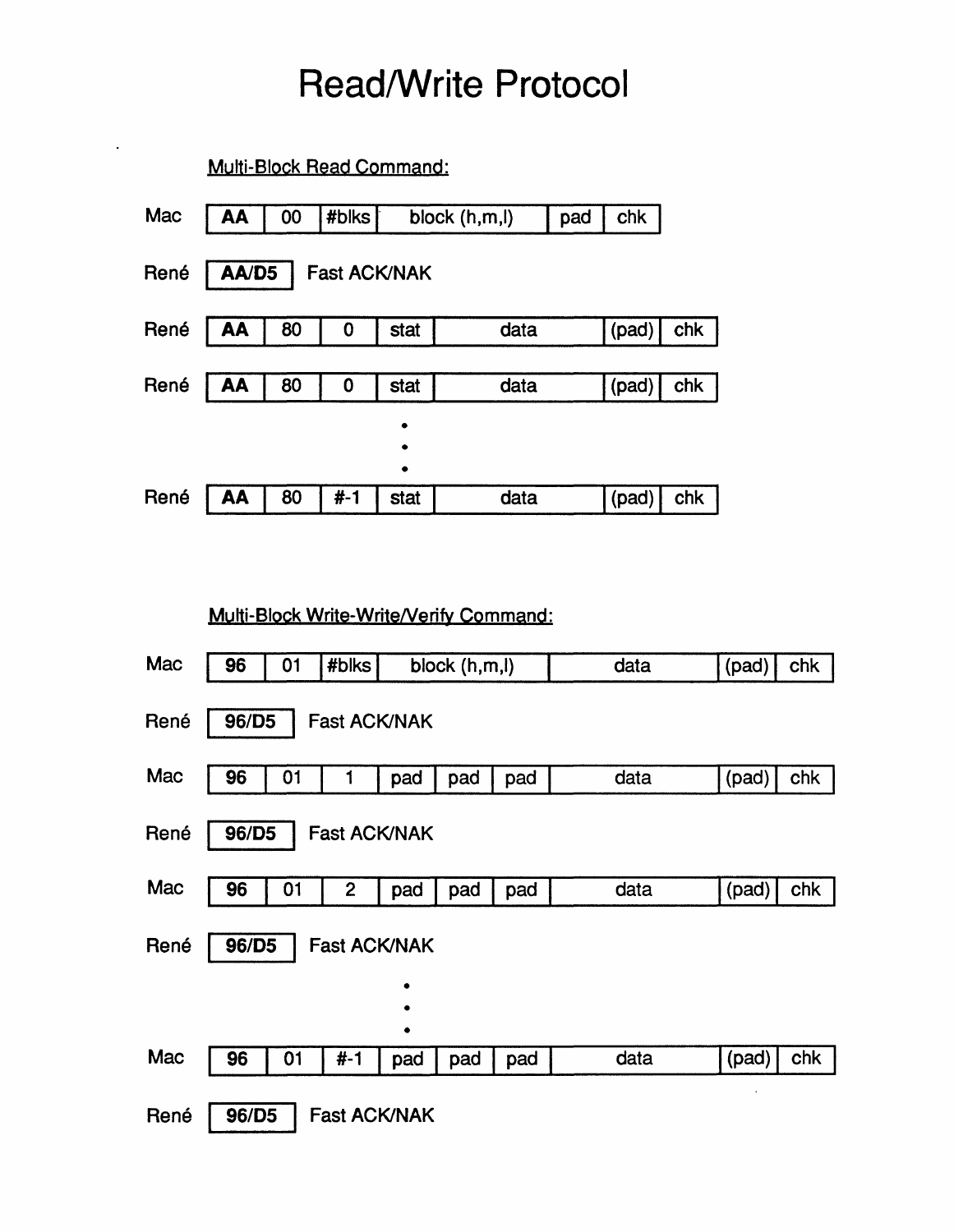# Read/Write Protocol

## Multi-Block Read Command:

| | | | | | | | |
|---|---|---|---|---|---|---|---|
| Mac | **AA** | 00 | #blks | block (h,m,l) | pad | chk | |

René | **AA/D5** | Fast ACK/NAK

| | | | | | | | |
|---|---|---|---|---|---|---|---|
| René | **AA** | 80 | 0 | stat | data | (pad) | chk |
| René | **AA** | 80 | 0 | stat | data | (pad) | chk |
| | | | • | | | | |
| | | | • | | | | |
| | | | • | | | | |
| René | **AA** | 80 | #-1 | stat | data | (pad) | chk |

## Multi-Block Write-Write/Verify Command:

| | | | | | | | | | |
|---|---|---|---|---|---|---|---|---|---|
| Mac | **96** | 01 | #blks | block (h,m,l) | | | data | (pad) | chk |
| René | **96/D5** | Fast ACK/NAK | | | | | | | |
| Mac | **96** | 01 | 1 | pad | pad | pad | data | (pad) | chk |
| René | **96/D5** | Fast ACK/NAK | | | | | | | |
| Mac | **96** | 01 | 2 | pad | pad | pad | data | (pad) | chk |
| René | **96/D5** | Fast ACK/NAK | | | | | | | |
| | | | | • | | | | | |
| | | | | • | | | | | |
| | | | | • | | | | | |
| Mac | **96** | 01 | #-1 | pad | pad | pad | data | (pad) | chk |
| René | **96/D5** | Fast ACK/NAK | | | | | | | |